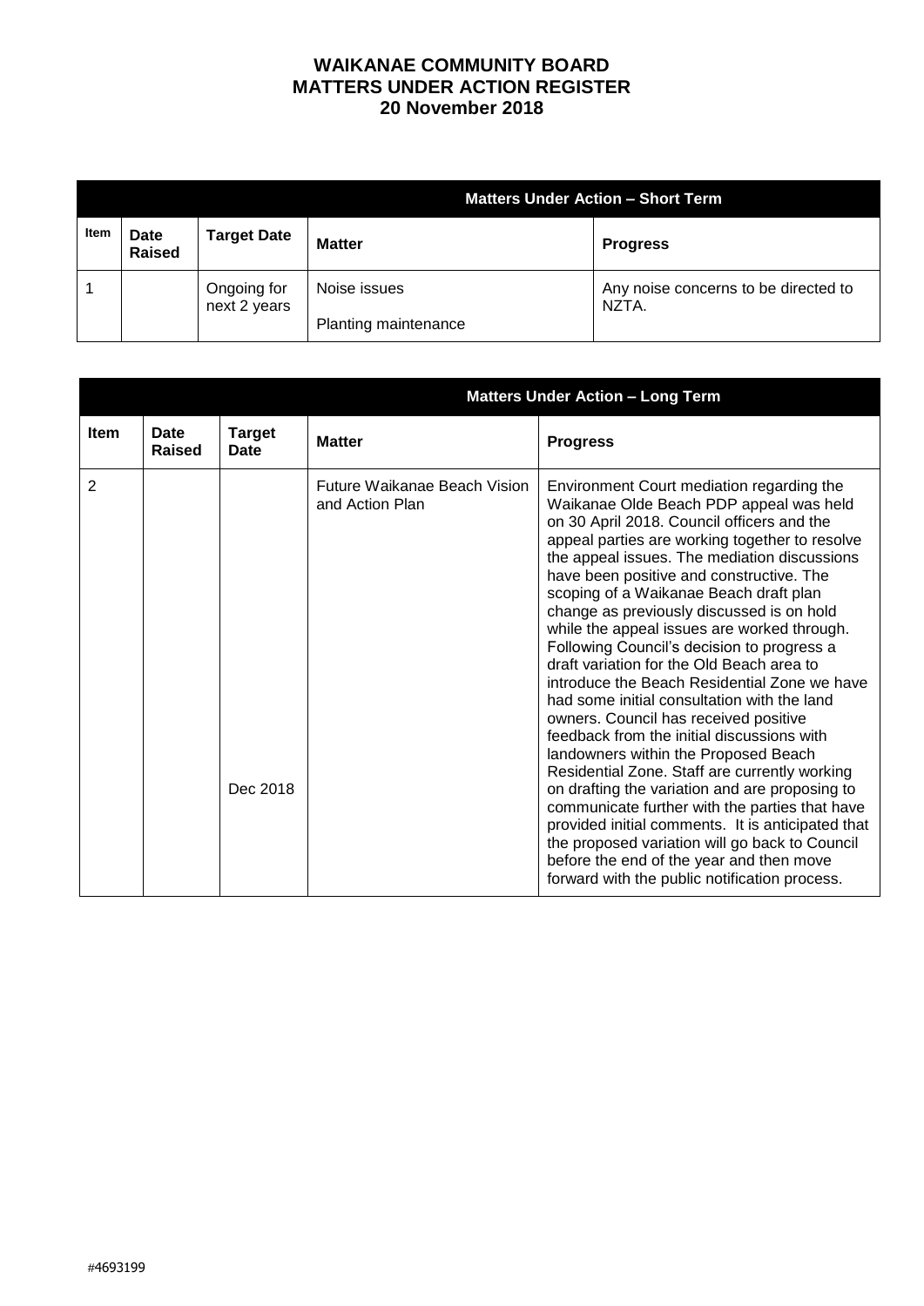# WAIKANAE COMMUNITY BOARD
# MATTERS UNDER ACTION REGISTER
# 20 November 2018

| | | | Matters Under Action – Short Term | |
|---|---|---|---|---|
| **Item** | **Date Raised** | **Target Date** | **Matter** | **Progress** |
| 1 | | Ongoing for next 2 years | Noise issues<br><br>Planting maintenance | Any noise concerns to be directed to NZTA. |

| | | | Matters Under Action – Long Term | |
|---|---|---|---|---|
| **Item** | **Date Raised** | **Target Date** | **Matter** | **Progress** |
| 2 | | Dec 2018 | Future Waikanae Beach Vision and Action Plan | Environment Court mediation regarding the Waikanae Olde Beach PDP appeal was held on 30 April 2018. Council officers and the appeal parties are working together to resolve the appeal issues. The mediation discussions have been positive and constructive. The scoping of a Waikanae Beach draft plan change as previously discussed is on hold while the appeal issues are worked through. Following Council's decision to progress a draft variation for the Old Beach area to introduce the Beach Residential Zone we have had some initial consultation with the land owners. Council has received positive feedback from the initial discussions with landowners within the Proposed Beach Residential Zone. Staff are currently working on drafting the variation and are proposing to communicate further with the parties that have provided initial comments. It is anticipated that the proposed variation will go back to Council before the end of the year and then move forward with the public notification process. |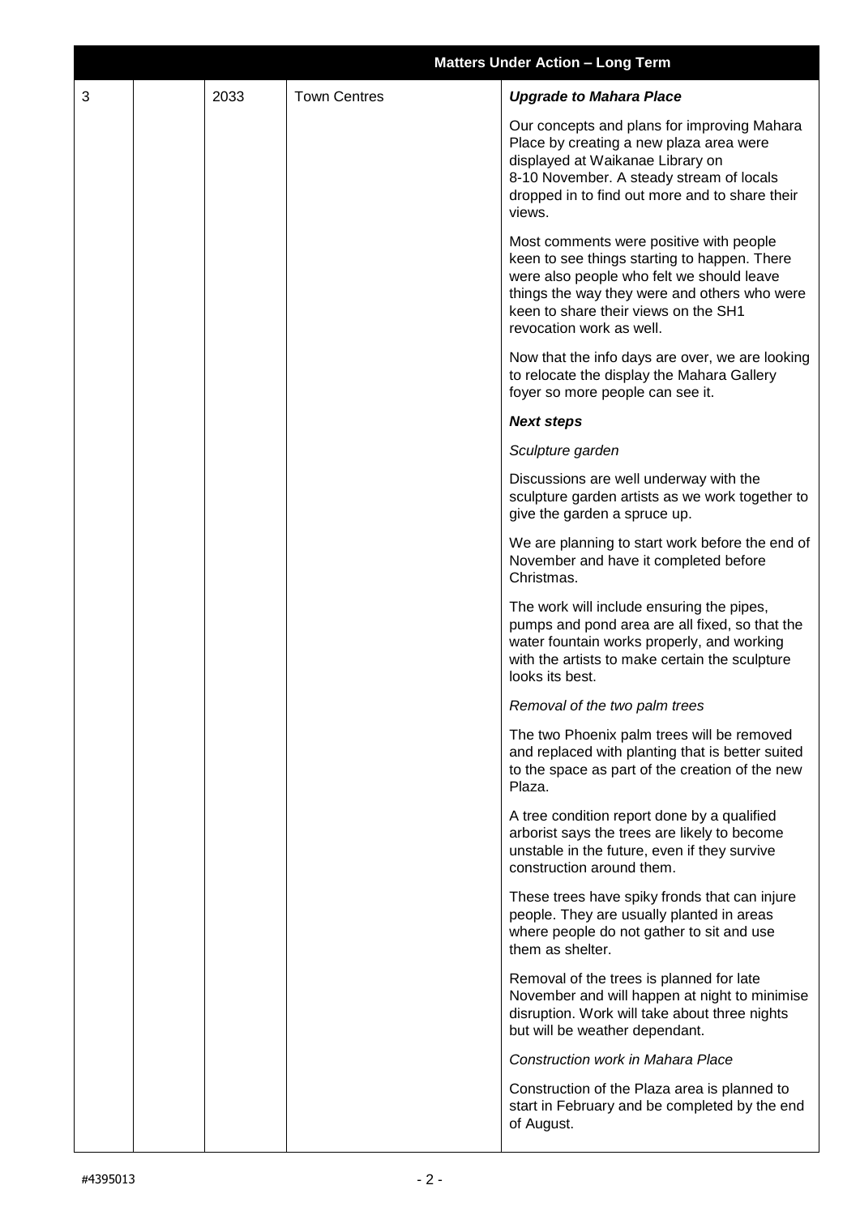| Matters Under Action – Long Term | | | | |
|---|---|---|---|---|
| 3 | | 2033 | Town Centres | ***Upgrade to Mahara Place***<br><br>Our concepts and plans for improving Mahara Place by creating a new plaza area were displayed at Waikanae Library on 8-10 November. A steady stream of locals dropped in to find out more and to share their views.<br><br>Most comments were positive with people keen to see things starting to happen. There were also people who felt we should leave things the way they were and others who were keen to share their views on the SH1 revocation work as well.<br><br>Now that the info days are over, we are looking to relocate the display the Mahara Gallery foyer so more people can see it.<br><br>***Next steps***<br><br>*Sculpture garden*<br><br>Discussions are well underway with the sculpture garden artists as we work together to give the garden a spruce up.<br><br>We are planning to start work before the end of November and have it completed before Christmas.<br><br>The work will include ensuring the pipes, pumps and pond area are all fixed, so that the water fountain works properly, and working with the artists to make certain the sculpture looks its best.<br><br>*Removal of the two palm trees*<br><br>The two Phoenix palm trees will be removed and replaced with planting that is better suited to the space as part of the creation of the new Plaza.<br><br>A tree condition report done by a qualified arborist says the trees are likely to become unstable in the future, even if they survive construction around them.<br><br>These trees have spiky fronds that can injure people. They are usually planted in areas where people do not gather to sit and use them as shelter.<br><br>Removal of the trees is planned for late November and will happen at night to minimise disruption. Work will take about three nights but will be weather dependant.<br><br>*Construction work in Mahara Place*<br><br>Construction of the Plaza area is planned to start in February and be completed by the end of August. |

#4395013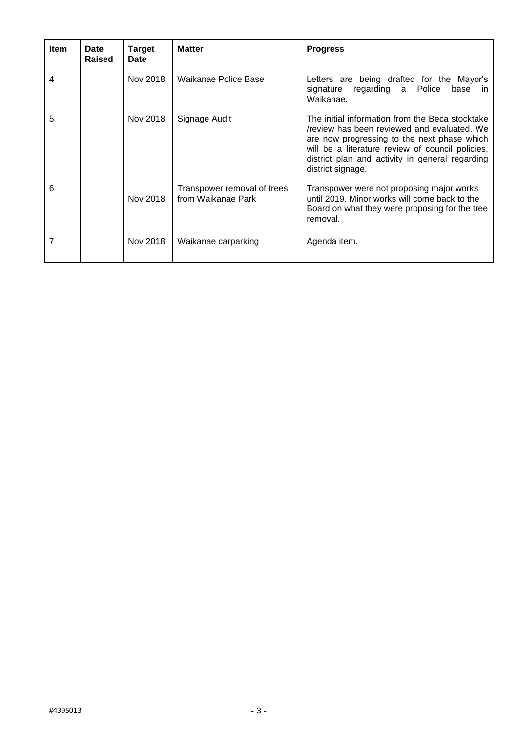| Item | Date Raised | Target Date | Matter | Progress |
|---|---|---|---|---|
| 4 | | Nov 2018 | Waikanae Police Base | Letters are being drafted for the Mayor's signature regarding a Police base in Waikanae. |
| 5 | | Nov 2018 | Signage Audit | The initial information from the Beca stocktake /review has been reviewed and evaluated. We are now progressing to the next phase which will be a literature review of council policies, district plan and activity in general regarding district signage. |
| 6 | | Nov 2018 | Transpower removal of trees from Waikanae Park | Transpower were not proposing major works until 2019. Minor works will come back to the Board on what they were proposing for the tree removal. |
| 7 | | Nov 2018 | Waikanae carparking | Agenda item. |

#4395013